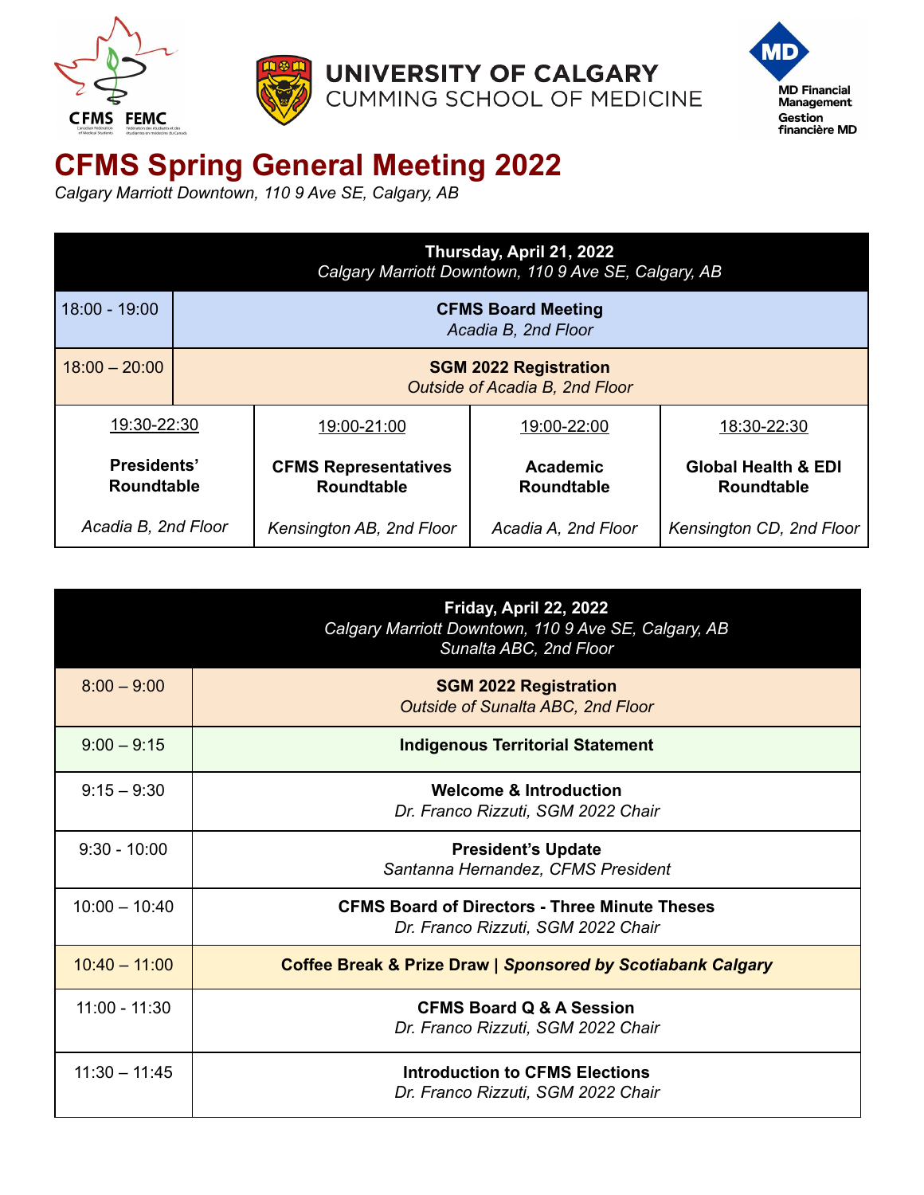# CFMS Spring General Meeting 2022

*Calgary Marriott Downtown, 110 9 Ave SE, Calgary, AB*

| Thursday, April 21, 2022<br>*Calgary Marriott Downtown, 110 9 Ave SE, Calgary, AB* | | | |
|---|---|---|---|
| 18:00 - 19:00 | **CFMS Board Meeting**<br>*Acadia B, 2nd Floor* | | |
| 18:00 – 20:00 | **SGM 2022 Registration**<br>*Outside of Acadia B, 2nd Floor* | | |
| 19:30-22:30<br>**Presidents' Roundtable**<br>*Acadia B, 2nd Floor* | 19:00-21:00<br>**CFMS Representatives Roundtable**<br>*Kensington AB, 2nd Floor* | 19:00-22:00<br>**Academic Roundtable**<br>*Acadia A, 2nd Floor* | 18:30-22:30<br>**Global Health & EDI Roundtable**<br>*Kensington CD, 2nd Floor* |

| Friday, April 22, 2022<br>*Calgary Marriott Downtown, 110 9 Ave SE, Calgary, AB*<br>*Sunalta ABC, 2nd Floor* | |
|---|---|
| 8:00 – 9:00 | **SGM 2022 Registration**<br>*Outside of Sunalta ABC, 2nd Floor* |
| 9:00 – 9:15 | **Indigenous Territorial Statement** |
| 9:15 – 9:30 | **Welcome & Introduction**<br>*Dr. Franco Rizzuti, SGM 2022 Chair* |
| 9:30 - 10:00 | **President's Update**<br>*Santanna Hernandez, CFMS President* |
| 10:00 – 10:40 | **CFMS Board of Directors - Three Minute Theses**<br>*Dr. Franco Rizzuti, SGM 2022 Chair* |
| 10:40 – 11:00 | **Coffee Break & Prize Draw \| *Sponsored by Scotiabank Calgary*** |
| 11:00 - 11:30 | **CFMS Board Q & A Session**<br>*Dr. Franco Rizzuti, SGM 2022 Chair* |
| 11:30 – 11:45 | **Introduction to CFMS Elections**<br>*Dr. Franco Rizzuti, SGM 2022 Chair* |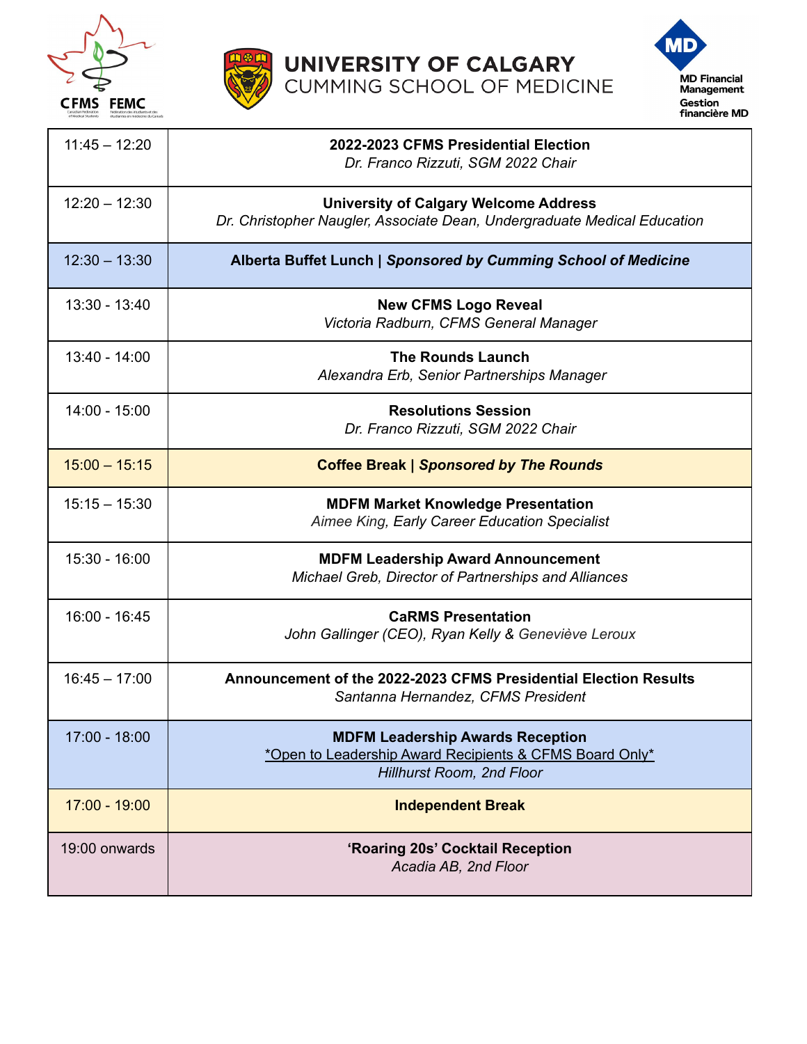| | |
|---|---|
| 11:45 – 12:20 | **2022-2023 CFMS Presidential Election**<br>*Dr. Franco Rizzuti, SGM 2022 Chair* |
| 12:20 – 12:30 | **University of Calgary Welcome Address**<br>*Dr. Christopher Naugler, Associate Dean, Undergraduate Medical Education* |
| 12:30 – 13:30 | **Alberta Buffet Lunch \| *Sponsored by Cumming School of Medicine*** |
| 13:30 - 13:40 | **New CFMS Logo Reveal**<br>*Victoria Radburn, CFMS General Manager* |
| 13:40 - 14:00 | **The Rounds Launch**<br>*Alexandra Erb, Senior Partnerships Manager* |
| 14:00 - 15:00 | **Resolutions Session**<br>*Dr. Franco Rizzuti, SGM 2022 Chair* |
| 15:00 – 15:15 | **Coffee Break \| *Sponsored by The Rounds*** |
| 15:15 – 15:30 | **MDFM Market Knowledge Presentation**<br>*Aimee King, Early Career Education Specialist* |
| 15:30 - 16:00 | **MDFM Leadership Award Announcement**<br>*Michael Greb, Director of Partnerships and Alliances* |
| 16:00 - 16:45 | **CaRMS Presentation**<br>*John Gallinger (CEO), Ryan Kelly & Geneviève Leroux* |
| 16:45 – 17:00 | **Announcement of the 2022-2023 CFMS Presidential Election Results**<br>*Santanna Hernandez, CFMS President* |
| 17:00 - 18:00 | **MDFM Leadership Awards Reception**<br>*Open to Leadership Award Recipients & CFMS Board Only*<br>*Hillhurst Room, 2nd Floor* |
| 17:00 - 19:00 | **Independent Break** |
| 19:00 onwards | **'Roaring 20s' Cocktail Reception**<br>*Acadia AB, 2nd Floor* |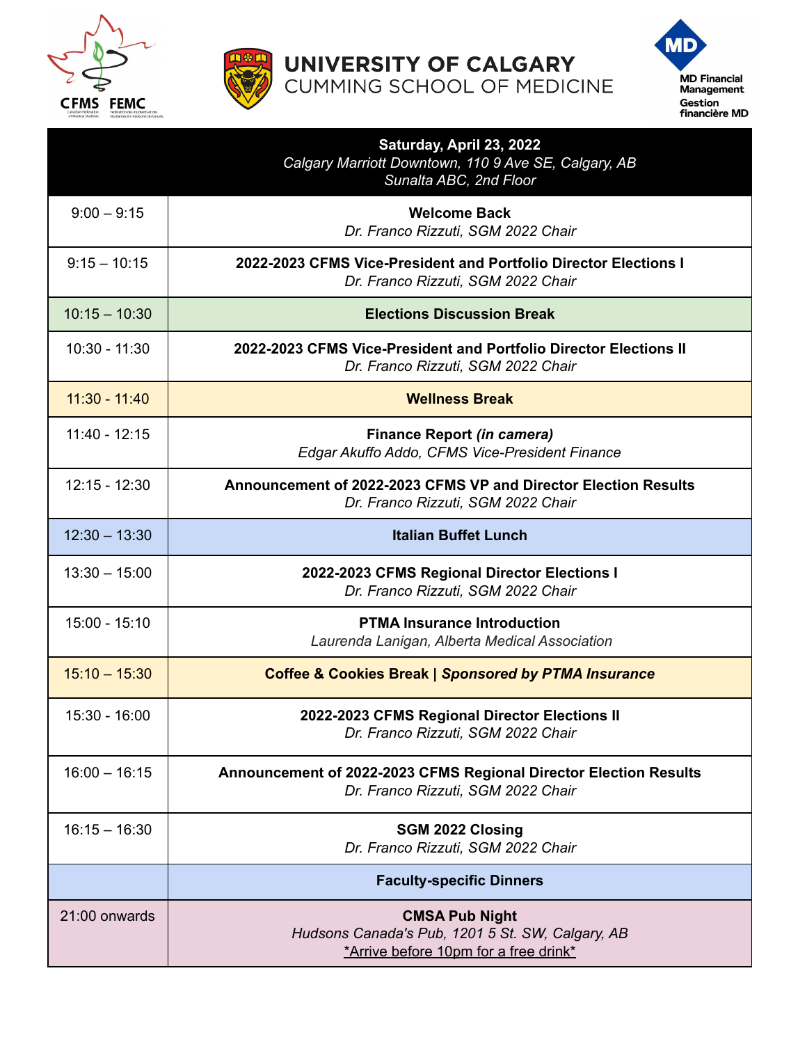| | Saturday, April 23, 2022<br>*Calgary Marriott Downtown, 110 9 Ave SE, Calgary, AB*<br>*Sunalta ABC, 2nd Floor* |
|---|---|
| 9:00 – 9:15 | **Welcome Back**<br>*Dr. Franco Rizzuti, SGM 2022 Chair* |
| 9:15 – 10:15 | **2022-2023 CFMS Vice-President and Portfolio Director Elections I**<br>*Dr. Franco Rizzuti, SGM 2022 Chair* |
| 10:15 – 10:30 | **Elections Discussion Break** |
| 10:30 - 11:30 | **2022-2023 CFMS Vice-President and Portfolio Director Elections II**<br>*Dr. Franco Rizzuti, SGM 2022 Chair* |
| 11:30 - 11:40 | **Wellness Break** |
| 11:40 - 12:15 | **Finance Report *(in camera)***<br>*Edgar Akuffo Addo, CFMS Vice-President Finance* |
| 12:15 - 12:30 | **Announcement of 2022-2023 CFMS VP and Director Election Results**<br>*Dr. Franco Rizzuti, SGM 2022 Chair* |
| 12:30 – 13:30 | **Italian Buffet Lunch** |
| 13:30 – 15:00 | **2022-2023 CFMS Regional Director Elections I**<br>*Dr. Franco Rizzuti, SGM 2022 Chair* |
| 15:00 - 15:10 | **PTMA Insurance Introduction**<br>*Laurenda Lanigan, Alberta Medical Association* |
| 15:10 – 15:30 | **Coffee & Cookies Break \| *Sponsored by PTMA Insurance*** |
| 15:30 - 16:00 | **2022-2023 CFMS Regional Director Elections II**<br>*Dr. Franco Rizzuti, SGM 2022 Chair* |
| 16:00 – 16:15 | **Announcement of 2022-2023 CFMS Regional Director Election Results**<br>*Dr. Franco Rizzuti, SGM 2022 Chair* |
| 16:15 – 16:30 | **SGM 2022 Closing**<br>*Dr. Franco Rizzuti, SGM 2022 Chair* |
| | **Faculty-specific Dinners** |
| 21:00 onwards | **CMSA Pub Night**<br>*Hudsons Canada's Pub, 1201 5 St. SW, Calgary, AB*<br>*Arrive before 10pm for a free drink* |